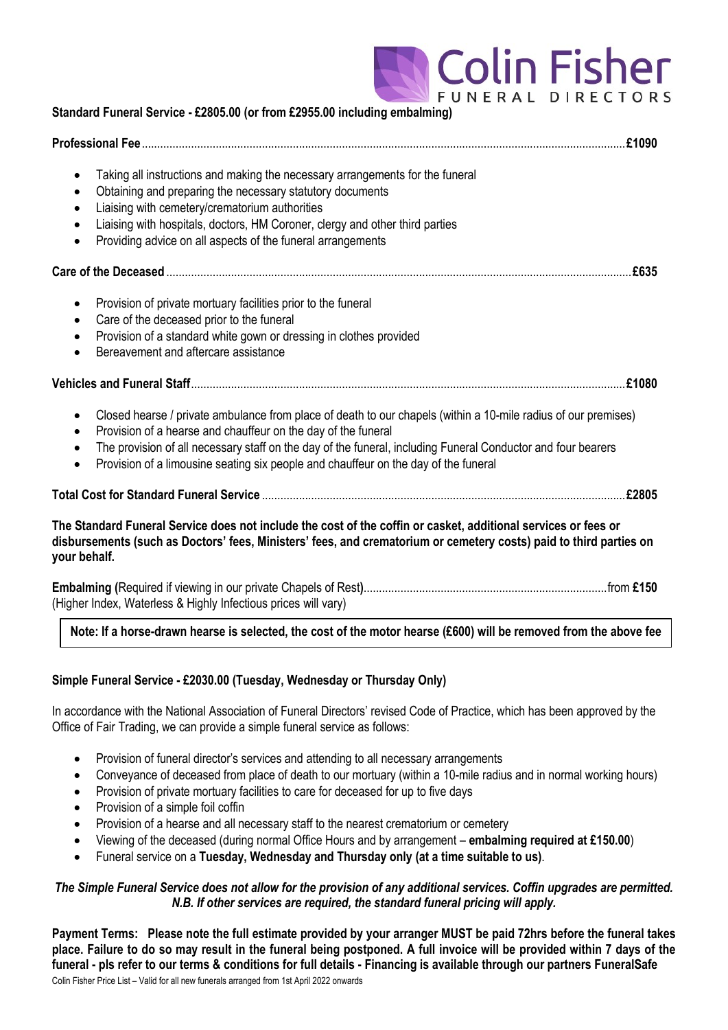Colin Fisher FUNERAL DIRECTORS

**Standard Funeral Service - £2805.00 (or from £2955.00 including embalming)**

**Professional Fee** ........ **£1090**

- Taking all instructions and making the necessary arrangements for the funeral
- Obtaining and preparing the necessary statutory documents
- Liaising with cemetery/crematorium authorities
- Liaising with hospitals, doctors, HM Coroner, clergy and other third parties
- Providing advice on all aspects of the funeral arrangements

**Care of the Deceased** ........ **£635**

- Provision of private mortuary facilities prior to the funeral
- Care of the deceased prior to the funeral
- Provision of a standard white gown or dressing in clothes provided
- Bereavement and aftercare assistance

**Vehicles and Funeral Staff** ........ **£1080**

- Closed hearse / private ambulance from place of death to our chapels (within a 10-mile radius of our premises)
- Provision of a hearse and chauffeur on the day of the funeral
- The provision of all necessary staff on the day of the funeral, including Funeral Conductor and four bearers
- Provision of a limousine seating six people and chauffeur on the day of the funeral

**Total Cost for Standard Funeral Service** ........ **£2805**

**The Standard Funeral Service does not include the cost of the coffin or casket, additional services or fees or disbursements (such as Doctors' fees, Ministers' fees, and crematorium or cemetery costs) paid to third parties on your behalf.**

**Embalming (**Required if viewing in our private Chapels of Rest**)** ........ from **£150**
(Higher Index, Waterless & Highly Infectious prices will vary)

**Note: If a horse-drawn hearse is selected, the cost of the motor hearse (£600) will be removed from the above fee**

**Simple Funeral Service - £2030.00 (Tuesday, Wednesday or Thursday Only)**

In accordance with the National Association of Funeral Directors' revised Code of Practice, which has been approved by the Office of Fair Trading, we can provide a simple funeral service as follows:

- Provision of funeral director's services and attending to all necessary arrangements
- Conveyance of deceased from place of death to our mortuary (within a 10-mile radius and in normal working hours)
- Provision of private mortuary facilities to care for deceased for up to five days
- Provision of a simple foil coffin
- Provision of a hearse and all necessary staff to the nearest crematorium or cemetery
- Viewing of the deceased (during normal Office Hours and by arrangement – **embalming required at £150.00**)
- Funeral service on a **Tuesday, Wednesday and Thursday only (at a time suitable to us)**.

***The Simple Funeral Service does not allow for the provision of any additional services. Coffin upgrades are permitted. N.B. If other services are required, the standard funeral pricing will apply.***

**Payment Terms: Please note the full estimate provided by your arranger MUST be paid 72hrs before the funeral takes place. Failure to do so may result in the funeral being postponed. A full invoice will be provided within 7 days of the funeral - pls refer to our terms & conditions for full details - Financing is available through our partners FuneralSafe**

Colin Fisher Price List – Valid for all new funerals arranged from 1st April 2022 onwards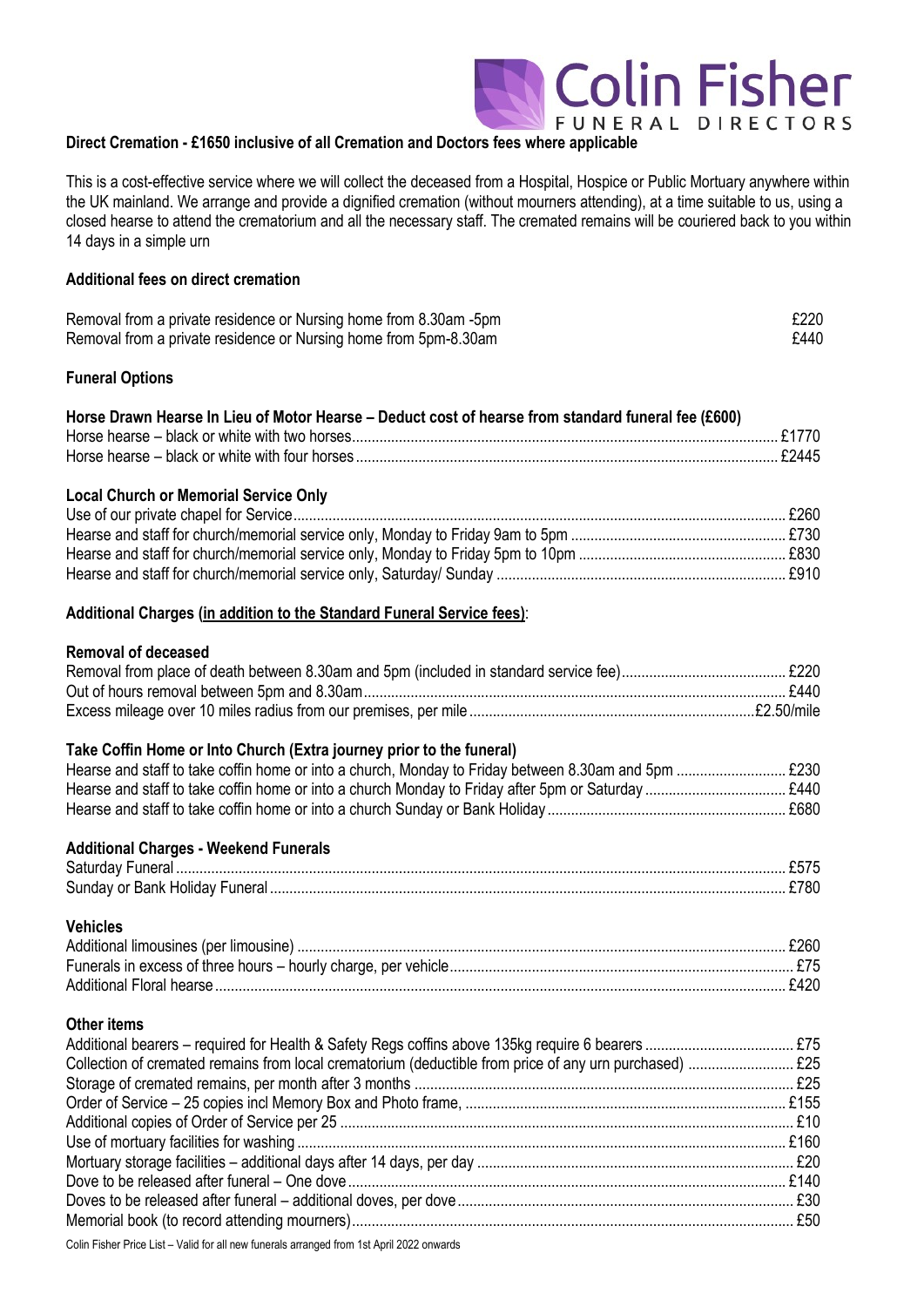**Direct Cremation - £1650 inclusive of all Cremation and Doctors fees where applicable**

This is a cost-effective service where we will collect the deceased from a Hospital, Hospice or Public Mortuary anywhere within the UK mainland. We arrange and provide a dignified cremation (without mourners attending), at a time suitable to us, using a closed hearse to attend the crematorium and all the necessary staff. The cremated remains will be couriered back to you within 14 days in a simple urn

**Additional fees on direct cremation**

| | |
|---|---|
| Removal from a private residence or Nursing home from 8.30am -5pm | £220 |
| Removal from a private residence or Nursing home from 5pm-8.30am | £440 |

**Funeral Options**

**Horse Drawn Hearse In Lieu of Motor Hearse – Deduct cost of hearse from standard funeral fee (£600)**

| | |
|---|---|
| Horse hearse – black or white with two horses | £1770 |
| Horse hearse – black or white with four horses | £2445 |

**Local Church or Memorial Service Only**

| | |
|---|---|
| Use of our private chapel for Service | £260 |
| Hearse and staff for church/memorial service only, Monday to Friday 9am to 5pm | £730 |
| Hearse and staff for church/memorial service only, Monday to Friday 5pm to 10pm | £830 |
| Hearse and staff for church/memorial service only, Saturday/ Sunday | £910 |

**Additional Charges (<u>in addition to the Standard Funeral Service fees)</u>:**

**Removal of deceased**

| | |
|---|---|
| Removal from place of death between 8.30am and 5pm (included in standard service fee) | £220 |
| Out of hours removal between 5pm and 8.30am | £440 |
| Excess mileage over 10 miles radius from our premises, per mile | £2.50/mile |

**Take Coffin Home or Into Church (Extra journey prior to the funeral)**

| | |
|---|---|
| Hearse and staff to take coffin home or into a church, Monday to Friday between 8.30am and 5pm | £230 |
| Hearse and staff to take coffin home or into a church Monday to Friday after 5pm or Saturday | £440 |
| Hearse and staff to take coffin home or into a church Sunday or Bank Holiday | £680 |

**Additional Charges - Weekend Funerals**

| | |
|---|---|
| Saturday Funeral | £575 |
| Sunday or Bank Holiday Funeral | £780 |

**Vehicles**

| | |
|---|---|
| Additional limousines (per limousine) | £260 |
| Funerals in excess of three hours – hourly charge, per vehicle | £75 |
| Additional Floral hearse | £420 |

**Other items**

| | |
|---|---|
| Additional bearers – required for Health & Safety Regs coffins above 135kg require 6 bearers | £75 |
| Collection of cremated remains from local crematorium (deductible from price of any urn purchased) | £25 |
| Storage of cremated remains, per month after 3 months | £25 |
| Order of Service – 25 copies incl Memory Box and Photo frame, | £155 |
| Additional copies of Order of Service per 25 | £10 |
| Use of mortuary facilities for washing | £160 |
| Mortuary storage facilities – additional days after 14 days, per day | £20 |
| Dove to be released after funeral – One dove | £140 |
| Doves to be released after funeral – additional doves, per dove | £30 |
| Memorial book (to record attending mourners) | £50 |

Colin Fisher Price List – Valid for all new funerals arranged from 1st April 2022 onwards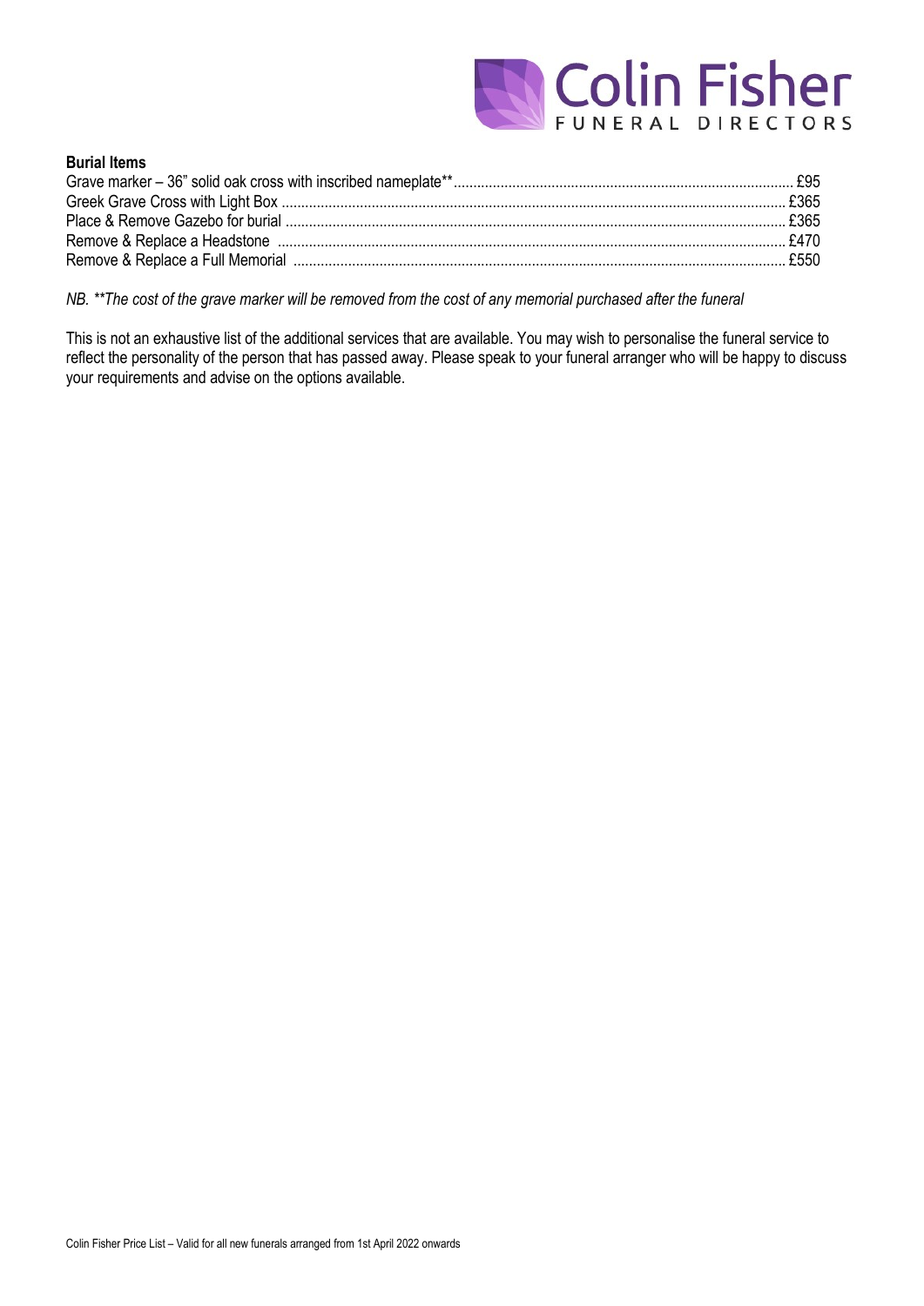**Burial Items**

Grave marker – 36" solid oak cross with inscribed nameplate** .......... £95
Greek Grave Cross with Light Box .......... £365
Place & Remove Gazebo for burial .......... £365
Remove & Replace a Headstone .......... £470
Remove & Replace a Full Memorial .......... £550

*NB. **The cost of the grave marker will be removed from the cost of any memorial purchased after the funeral*

This is not an exhaustive list of the additional services that are available. You may wish to personalise the funeral service to reflect the personality of the person that has passed away. Please speak to your funeral arranger who will be happy to discuss your requirements and advise on the options available.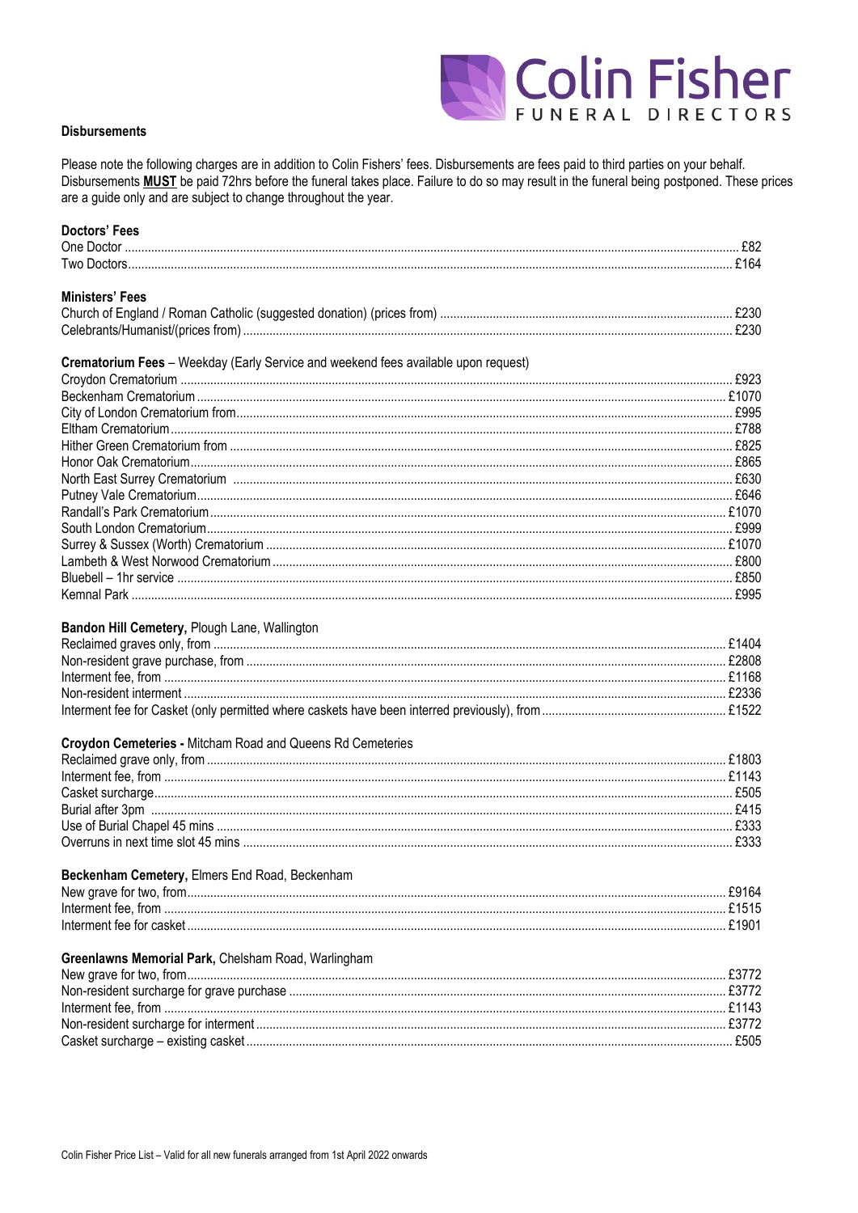## Disbursements

Please note the following charges are in addition to Colin Fishers' fees. Disbursements are fees paid to third parties on your behalf. Disbursements **MUST** be paid 72hrs before the funeral takes place. Failure to do so may result in the funeral being postponed. These prices are a guide only and are subject to change throughout the year.

### Doctors' Fees

| | |
|---|---|
| One Doctor | £82 |
| Two Doctors | £164 |

### Ministers' Fees

| | |
|---|---|
| Church of England / Roman Catholic (suggested donation) (prices from) | £230 |
| Celebrants/Humanist/(prices from) | £230 |

### Crematorium Fees – Weekday (Early Service and weekend fees available upon request)

| | |
|---|---|
| Croydon Crematorium | £923 |
| Beckenham Crematorium | £1070 |
| City of London Crematorium from | £995 |
| Eltham Crematorium | £788 |
| Hither Green Crematorium from | £825 |
| Honor Oak Crematorium | £865 |
| North East Surrey Crematorium | £630 |
| Putney Vale Crematorium | £646 |
| Randall's Park Crematorium | £1070 |
| South London Crematorium | £999 |
| Surrey & Sussex (Worth) Crematorium | £1070 |
| Lambeth & West Norwood Crematorium | £800 |
| Bluebell – 1hr service | £850 |
| Kemnal Park | £995 |

### Bandon Hill Cemetery, Plough Lane, Wallington

| | |
|---|---|
| Reclaimed graves only, from | £1404 |
| Non-resident grave purchase, from | £2808 |
| Interment fee, from | £1168 |
| Non-resident interment | £2336 |
| Interment fee for Casket (only permitted where caskets have been interred previously), from | £1522 |

### Croydon Cemeteries - Mitcham Road and Queens Rd Cemeteries

| | |
|---|---|
| Reclaimed grave only, from | £1803 |
| Interment fee, from | £1143 |
| Casket surcharge | £505 |
| Burial after 3pm | £415 |
| Use of Burial Chapel 45 mins | £333 |
| Overruns in next time slot 45 mins | £333 |

### Beckenham Cemetery, Elmers End Road, Beckenham

| | |
|---|---|
| New grave for two, from | £9164 |
| Interment fee, from | £1515 |
| Interment fee for casket | £1901 |

### Greenlawns Memorial Park, Chelsham Road, Warlingham

| | |
|---|---|
| New grave for two, from | £3772 |
| Non-resident surcharge for grave purchase | £3772 |
| Interment fee, from | £1143 |
| Non-resident surcharge for interment | £3772 |
| Casket surcharge – existing casket | £505 |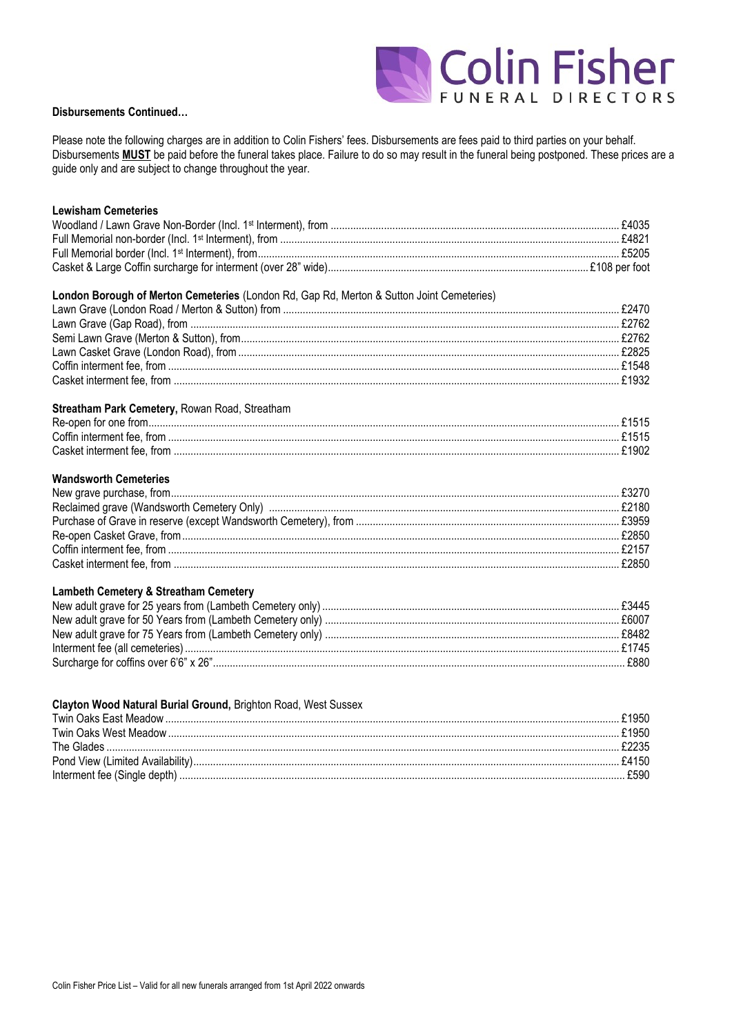**Disbursements Continued…**

Please note the following charges are in addition to Colin Fishers' fees. Disbursements are fees paid to third parties on your behalf. Disbursements **MUST** be paid before the funeral takes place. Failure to do so may result in the funeral being postponed. These prices are a guide only and are subject to change throughout the year.

**Lewisham Cemeteries**

| | |
|---|---|
| Woodland / Lawn Grave Non-Border (Incl. 1st Interment), from | £4035 |
| Full Memorial non-border (Incl. 1st Interment), from | £4821 |
| Full Memorial border (Incl. 1st Interment), from | £5205 |
| Casket & Large Coffin surcharge for interment (over 28" wide) | £108 per foot |

**London Borough of Merton Cemeteries** (London Rd, Gap Rd, Merton & Sutton Joint Cemeteries)

| | |
|---|---|
| Lawn Grave (London Road / Merton & Sutton) from | £2470 |
| Lawn Grave (Gap Road), from | £2762 |
| Semi Lawn Grave (Merton & Sutton), from | £2762 |
| Lawn Casket Grave (London Road), from | £2825 |
| Coffin interment fee, from | £1548 |
| Casket interment fee, from | £1932 |

**Streatham Park Cemetery,** Rowan Road, Streatham

| | |
|---|---|
| Re-open for one from | £1515 |
| Coffin interment fee, from | £1515 |
| Casket interment fee, from | £1902 |

**Wandsworth Cemeteries**

| | |
|---|---|
| New grave purchase, from | £3270 |
| Reclaimed grave (Wandsworth Cemetery Only) | £2180 |
| Purchase of Grave in reserve (except Wandsworth Cemetery), from | £3959 |
| Re-open Casket Grave, from | £2850 |
| Coffin interment fee, from | £2157 |
| Casket interment fee, from | £2850 |

**Lambeth Cemetery & Streatham Cemetery**

| | |
|---|---|
| New adult grave for 25 years from (Lambeth Cemetery only) | £3445 |
| New adult grave for 50 Years from (Lambeth Cemetery only) | £6007 |
| New adult grave for 75 Years from (Lambeth Cemetery only) | £8482 |
| Interment fee (all cemeteries) | £1745 |
| Surcharge for coffins over 6'6" x 26" | £880 |

**Clayton Wood Natural Burial Ground,** Brighton Road, West Sussex

| | |
|---|---|
| Twin Oaks East Meadow | £1950 |
| Twin Oaks West Meadow | £1950 |
| The Glades | £2235 |
| Pond View (Limited Availability) | £4150 |
| Interment fee (Single depth) | £590 |

Colin Fisher Price List – Valid for all new funerals arranged from 1st April 2022 onwards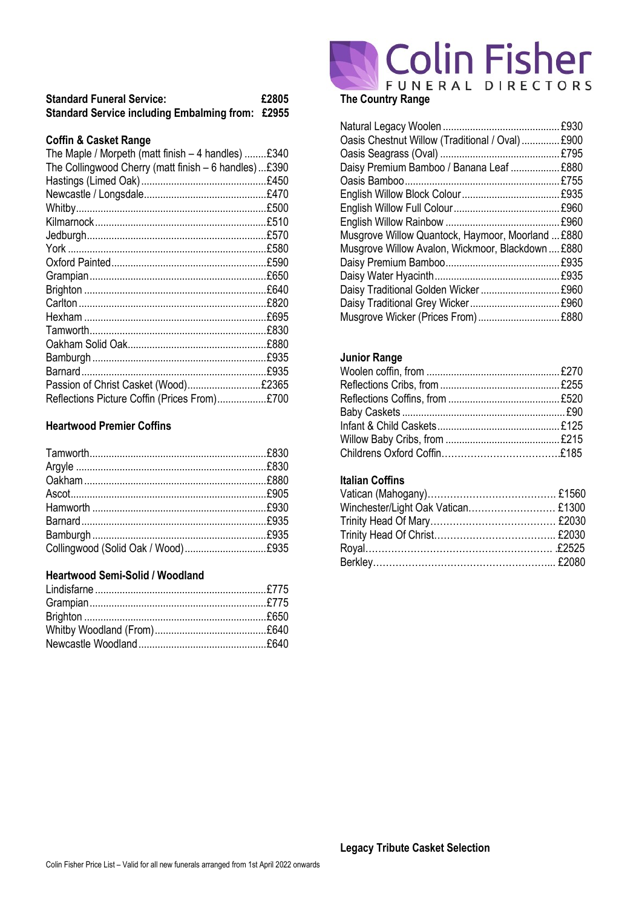Colin Fisher
FUNERAL DIRECTORS

**Standard Funeral Service: £2805**
**Standard Service including Embalming from: £2955**

### Coffin & Casket Range

| Item | Price |
|---|---|
| The Maple / Morpeth (matt finish – 4 handles) | £340 |
| The Collingwood Cherry (matt finish – 6 handles) | £390 |
| Hastings (Limed Oak) | £450 |
| Newcastle / Longsdale | £470 |
| Whitby | £500 |
| Kilmarnock | £510 |
| Jedburgh | £570 |
| York | £580 |
| Oxford Painted | £590 |
| Grampian | £650 |
| Brighton | £640 |
| Carlton | £820 |
| Hexham | £695 |
| Tamworth | £830 |
| Oakham Solid Oak | £880 |
| Bamburgh | £935 |
| Barnard | £935 |
| Passion of Christ Casket (Wood) | £2365 |
| Reflections Picture Coffin (Prices From) | £700 |

### Heartwood Premier Coffins

| Item | Price |
|---|---|
| Tamworth | £830 |
| Argyle | £830 |
| Oakham | £880 |
| Ascot | £905 |
| Hamworth | £930 |
| Barnard | £935 |
| Bamburgh | £935 |
| Collingwood (Solid Oak / Wood) | £935 |

### Heartwood Semi-Solid / Woodland

| Item | Price |
|---|---|
| Lindisfarne | £775 |
| Grampian | £775 |
| Brighton | £650 |
| Whitby Woodland (From) | £640 |
| Newcastle Woodland | £640 |

### The Country Range

| Item | Price |
|---|---|
| Natural Legacy Woolen | £930 |
| Oasis Chestnut Willow (Traditional / Oval) | £900 |
| Oasis Seagrass (Oval) | £795 |
| Daisy Premium Bamboo / Banana Leaf | £880 |
| Oasis Bamboo | £755 |
| English Willow Block Colour | £935 |
| English Willow Full Colour | £960 |
| English Willow Rainbow | £960 |
| Musgrove Willow Quantock, Haymoor, Moorland | £880 |
| Musgrove Willow Avalon, Wickmoor, Blackdown | £880 |
| Daisy Premium Bamboo | £935 |
| Daisy Water Hyacinth | £935 |
| Daisy Traditional Golden Wicker | £960 |
| Daisy Traditional Grey Wicker | £960 |
| Musgrove Wicker (Prices From) | £880 |

### Junior Range

| Item | Price |
|---|---|
| Woolen coffin, from | £270 |
| Reflections Cribs, from | £255 |
| Reflections Coffins, from | £520 |
| Baby Caskets | £90 |
| Infant & Child Caskets | £125 |
| Willow Baby Cribs, from | £215 |
| Childrens Oxford Coffin | £185 |

### Italian Coffins

| Item | Price |
|---|---|
| Vatican (Mahogany) | £1560 |
| Winchester/Light Oak Vatican | £1300 |
| Trinity Head Of Mary | £2030 |
| Trinity Head Of Christ | £2030 |
| Royal | £2525 |
| Berkley | £2080 |

### Legacy Tribute Casket Selection

Colin Fisher Price List – Valid for all new funerals arranged from 1st April 2022 onwards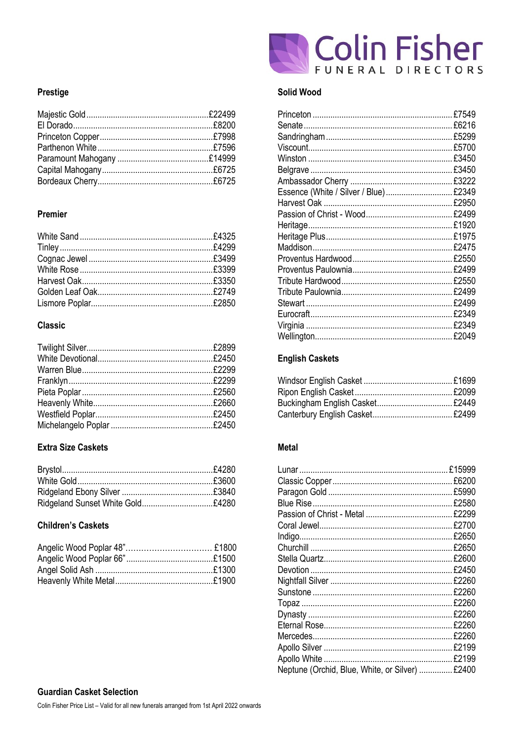Colin Fisher
FUNERAL DIRECTORS

## Prestige

| | |
|---|---|
| Majestic Gold | £22499 |
| El Dorado | £8200 |
| Princeton Copper | £7998 |
| Parthenon White | £7596 |
| Paramount Mahogany | £14999 |
| Capital Mahogany | £6725 |
| Bordeaux Cherry | £6725 |

## Premier

| | |
|---|---|
| White Sand | £4325 |
| Tinley | £4299 |
| Cognac Jewel | £3499 |
| White Rose | £3399 |
| Harvest Oak | £3350 |
| Golden Leaf Oak | £2749 |
| Lismore Poplar | £2850 |

## Classic

| | |
|---|---|
| Twilight Silver | £2899 |
| White Devotional | £2450 |
| Warren Blue | £2299 |
| Franklyn | £2299 |
| Pieta Poplar | £2560 |
| Heavenly White | £2660 |
| Westfield Poplar | £2450 |
| Michelangelo Poplar | £2450 |

## Extra Size Caskets

| | |
|---|---|
| Brystol | £4280 |
| White Gold | £3600 |
| Ridgeland Ebony Silver | £3840 |
| Ridgeland Sunset White Gold | £4280 |

## Children's Caskets

| | |
|---|---|
| Angelic Wood Poplar 48" | £1800 |
| Angelic Wood Poplar 66" | £1500 |
| Angel Solid Ash | £1300 |
| Heavenly White Metal | £1900 |

## Solid Wood

| | |
|---|---|
| Princeton | £7549 |
| Senate | £6216 |
| Sandringham | £5299 |
| Viscount | £5700 |
| Winston | £3450 |
| Belgrave | £3450 |
| Ambassador Cherry | £3222 |
| Essence (White / Silver / Blue) | £2349 |
| Harvest Oak | £2950 |
| Passion of Christ - Wood | £2499 |
| Heritage | £1920 |
| Heritage Plus | £1975 |
| Maddison | £2475 |
| Proventus Hardwood | £2550 |
| Proventus Paulownia | £2499 |
| Tribute Hardwood | £2550 |
| Tribute Paulownia | £2499 |
| Stewart | £2499 |
| Eurocraft | £2349 |
| Virginia | £2349 |
| Wellington | £2049 |

## English Caskets

| | |
|---|---|
| Windsor English Casket | £1699 |
| Ripon English Casket | £2099 |
| Buckingham English Casket | £2449 |
| Canterbury English Casket | £2499 |

## Metal

| | |
|---|---|
| Lunar | £15999 |
| Classic Copper | £6200 |
| Paragon Gold | £5990 |
| Blue Rise | £2580 |
| Passion of Christ - Metal | £2299 |
| Coral Jewel | £2700 |
| Indigo | £2650 |
| Churchill | £2650 |
| Stella Quartz | £2600 |
| Devotion | £2450 |
| Nightfall Silver | £2260 |
| Sunstone | £2260 |
| Topaz | £2260 |
| Dynasty | £2260 |
| Eternal Rose | £2260 |
| Mercedes | £2260 |
| Apollo Silver | £2199 |
| Apollo White | £2199 |
| Neptune (Orchid, Blue, White, or Silver) | £2400 |

## Guardian Casket Selection

Colin Fisher Price List – Valid for all new funerals arranged from 1st April 2022 onwards